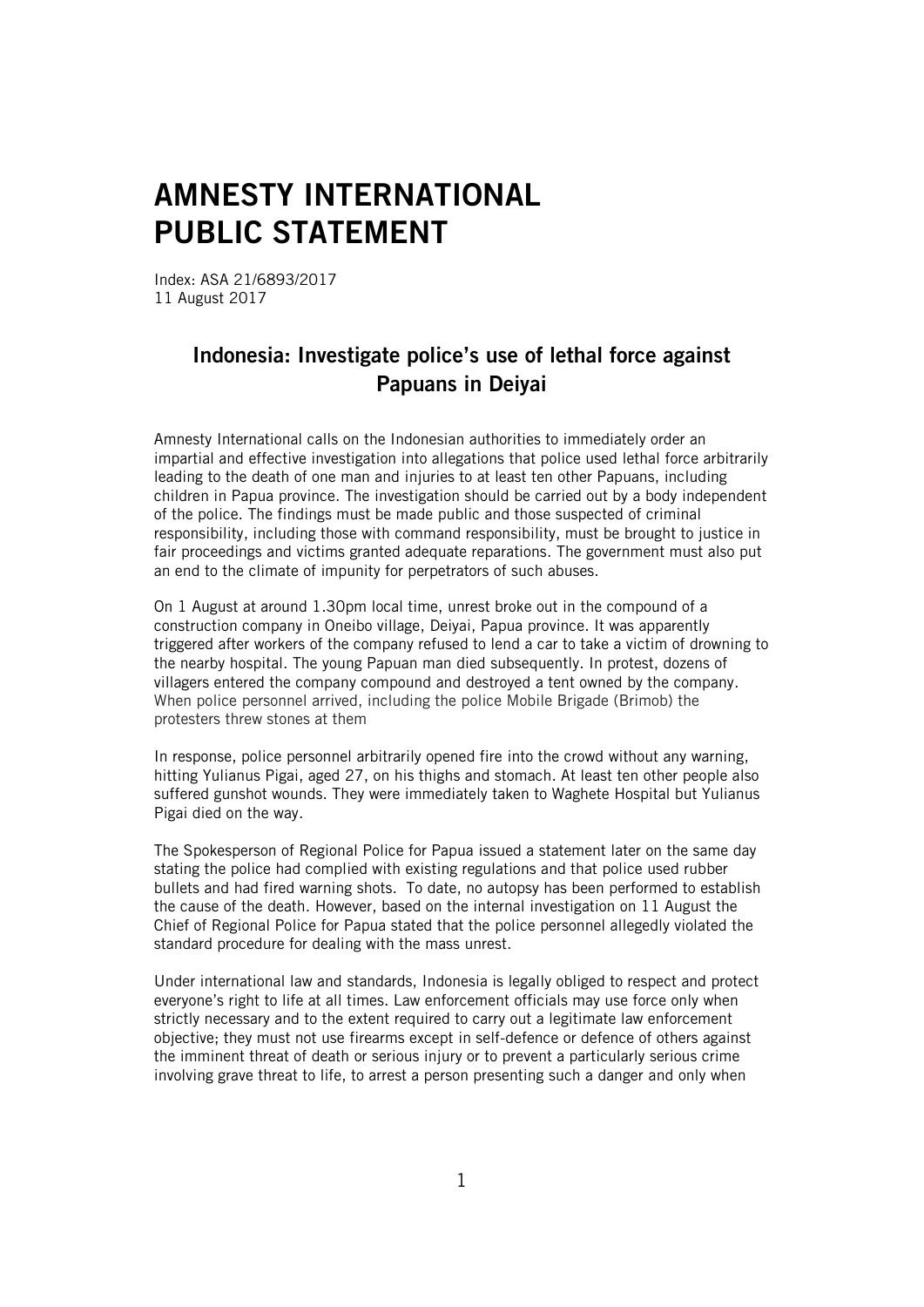# AMNESTY INTERNATIONAL PUBLIC STATEMENT

Index: ASA 21/6893/2017
11 August 2017

## Indonesia: Investigate police's use of lethal force against Papuans in Deiyai

Amnesty International calls on the Indonesian authorities to immediately order an impartial and effective investigation into allegations that police used lethal force arbitrarily leading to the death of one man and injuries to at least ten other Papuans, including children in Papua province. The investigation should be carried out by a body independent of the police. The findings must be made public and those suspected of criminal responsibility, including those with command responsibility, must be brought to justice in fair proceedings and victims granted adequate reparations. The government must also put an end to the climate of impunity for perpetrators of such abuses.

On 1 August at around 1.30pm local time, unrest broke out in the compound of a construction company in Oneibo village, Deiyai, Papua province. It was apparently triggered after workers of the company refused to lend a car to take a victim of drowning to the nearby hospital. The young Papuan man died subsequently. In protest, dozens of villagers entered the company compound and destroyed a tent owned by the company. When police personnel arrived, including the police Mobile Brigade (Brimob) the protesters threw stones at them

In response, police personnel arbitrarily opened fire into the crowd without any warning, hitting Yulianus Pigai, aged 27, on his thighs and stomach. At least ten other people also suffered gunshot wounds. They were immediately taken to Waghete Hospital but Yulianus Pigai died on the way.

The Spokesperson of Regional Police for Papua issued a statement later on the same day stating the police had complied with existing regulations and that police used rubber bullets and had fired warning shots. To date, no autopsy has been performed to establish the cause of the death. However, based on the internal investigation on 11 August the Chief of Regional Police for Papua stated that the police personnel allegedly violated the standard procedure for dealing with the mass unrest.

Under international law and standards, Indonesia is legally obliged to respect and protect everyone's right to life at all times. Law enforcement officials may use force only when strictly necessary and to the extent required to carry out a legitimate law enforcement objective; they must not use firearms except in self-defence or defence of others against the imminent threat of death or serious injury or to prevent a particularly serious crime involving grave threat to life, to arrest a person presenting such a danger and only when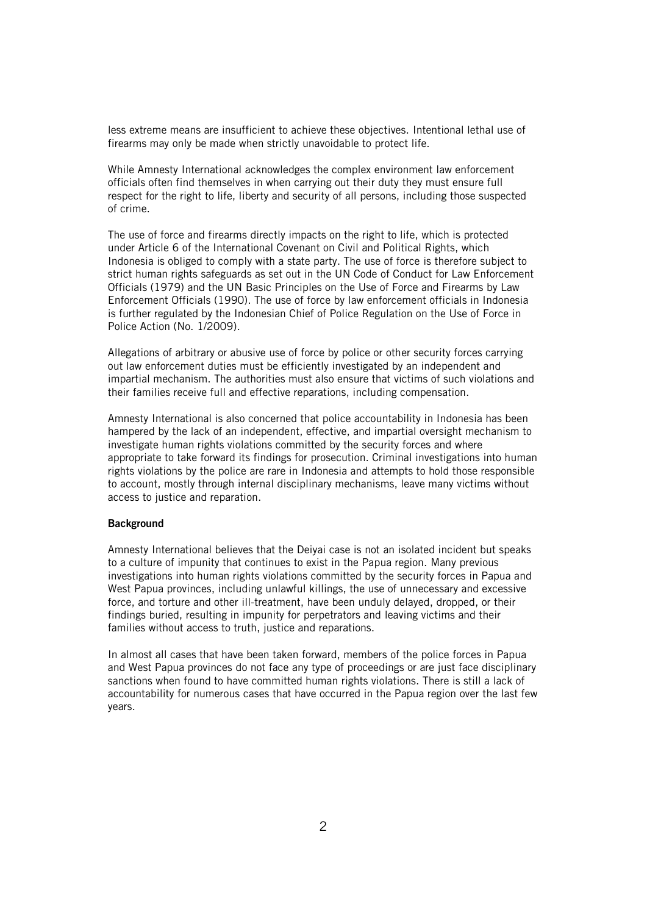less extreme means are insufficient to achieve these objectives. Intentional lethal use of firearms may only be made when strictly unavoidable to protect life.

While Amnesty International acknowledges the complex environment law enforcement officials often find themselves in when carrying out their duty they must ensure full respect for the right to life, liberty and security of all persons, including those suspected of crime.

The use of force and firearms directly impacts on the right to life, which is protected under Article 6 of the International Covenant on Civil and Political Rights, which Indonesia is obliged to comply with a state party. The use of force is therefore subject to strict human rights safeguards as set out in the UN Code of Conduct for Law Enforcement Officials (1979) and the UN Basic Principles on the Use of Force and Firearms by Law Enforcement Officials (1990). The use of force by law enforcement officials in Indonesia is further regulated by the Indonesian Chief of Police Regulation on the Use of Force in Police Action (No. 1/2009).

Allegations of arbitrary or abusive use of force by police or other security forces carrying out law enforcement duties must be efficiently investigated by an independent and impartial mechanism. The authorities must also ensure that victims of such violations and their families receive full and effective reparations, including compensation.

Amnesty International is also concerned that police accountability in Indonesia has been hampered by the lack of an independent, effective, and impartial oversight mechanism to investigate human rights violations committed by the security forces and where appropriate to take forward its findings for prosecution. Criminal investigations into human rights violations by the police are rare in Indonesia and attempts to hold those responsible to account, mostly through internal disciplinary mechanisms, leave many victims without access to justice and reparation.

**Background**

Amnesty International believes that the Deiyai case is not an isolated incident but speaks to a culture of impunity that continues to exist in the Papua region. Many previous investigations into human rights violations committed by the security forces in Papua and West Papua provinces, including unlawful killings, the use of unnecessary and excessive force, and torture and other ill-treatment, have been unduly delayed, dropped, or their findings buried, resulting in impunity for perpetrators and leaving victims and their families without access to truth, justice and reparations.

In almost all cases that have been taken forward, members of the police forces in Papua and West Papua provinces do not face any type of proceedings or are just face disciplinary sanctions when found to have committed human rights violations. There is still a lack of accountability for numerous cases that have occurred in the Papua region over the last few years.